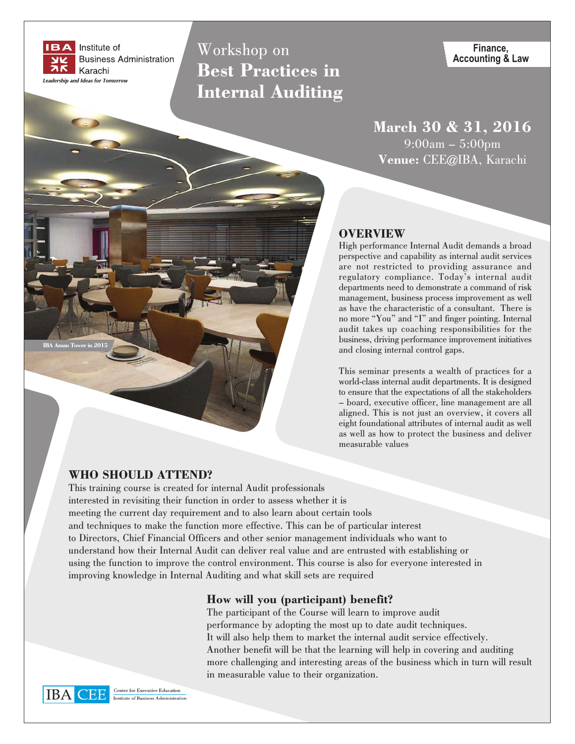Institute of Business Administration Karachi

*Leadership and Ideas for Tomorrow*

# Workshop on **Best Practices in Internal Auditing**

**Finance, Accounting & Law**

**March 30 & 31, 2016**
9:00am – 5:00pm
**Venue:** CEE@IBA, Karachi

IBA Aman Tower in 2015

## OVERVIEW

High performance Internal Audit demands a broad perspective and capability as internal audit services are not restricted to providing assurance and regulatory compliance. Today's internal audit departments need to demonstrate a command of risk management, business process improvement as well as have the characteristic of a consultant. There is no more "You" and "I" and finger pointing. Internal audit takes up coaching responsibilities for the business, driving performance improvement initiatives and closing internal control gaps.

This seminar presents a wealth of practices for a world-class internal audit departments. It is designed to ensure that the expectations of all the stakeholders – board, executive officer, line management are all aligned. This is not just an overview, it covers all eight foundational attributes of internal audit as well as well as how to protect the business and deliver measurable values

## WHO SHOULD ATTEND?

This training course is created for internal Audit professionals interested in revisiting their function in order to assess whether it is meeting the current day requirement and to also learn about certain tools and techniques to make the function more effective. This can be of particular interest to Directors, Chief Financial Officers and other senior management individuals who want to understand how their Internal Audit can deliver real value and are entrusted with establishing or using the function to improve the control environment. This course is also for everyone interested in improving knowledge in Internal Auditing and what skill sets are required

### How will you (participant) benefit?

The participant of the Course will learn to improve audit performance by adopting the most up to date audit techniques. It will also help them to market the internal audit service effectively. Another benefit will be that the learning will help in covering and auditing more challenging and interesting areas of the business which in turn will result in measurable value to their organization.

IBA CEE Center for Executive Education Institute of Business Administration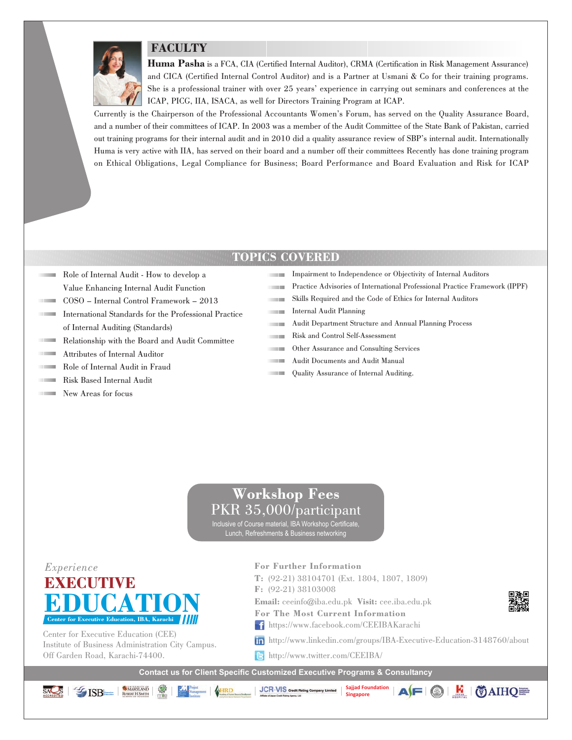## FACULTY

**Huma Pasha** is a FCA, CIA (Certified Internal Auditor), CRMA (Certification in Risk Management Assurance) and CICA (Certified Internal Control Auditor) and is a Partner at Usmani & Co for their training programs. She is a professional trainer with over 25 years' experience in carrying out seminars and conferences at the ICAP, PICG, IIA, ISACA, as well for Directors Training Program at ICAP.

Currently is the Chairperson of the Professional Accountants Women's Forum, has served on the Quality Assurance Board, and a number of their committees of ICAP. In 2003 was a member of the Audit Committee of the State Bank of Pakistan, carried out training programs for their internal audit and in 2010 did a quality assurance review of SBP's internal audit. Internationally Huma is very active with IIA, has served on their board and a number off their committees Recently has done training program on Ethical Obligations, Legal Compliance for Business; Board Performance and Board Evaluation and Risk for ICAP

## TOPICS COVERED

- Role of Internal Audit - How to develop a Value Enhancing Internal Audit Function
- COSO – Internal Control Framework – 2013
- International Standards for the Professional Practice of Internal Auditing (Standards)
- Relationship with the Board and Audit Committee
- Attributes of Internal Auditor
- Role of Internal Audit in Fraud
- Risk Based Internal Audit
- New Areas for focus
- Impairment to Independence or Objectivity of Internal Auditors
- Practice Advisories of International Professional Practice Framework (IPPF)
- Skills Required and the Code of Ethics for Internal Auditors
- Internal Audit Planning
- Audit Department Structure and Annual Planning Process
- Risk and Control Self-Assessment
- Other Assurance and Consulting Services
- Audit Documents and Audit Manual
- Quality Assurance of Internal Auditing.

## Workshop Fees

PKR 35,000/participant

Inclusive of Course material, IBA Workshop Certificate, Lunch, Refreshments & Business networking

*Experience*
**EXECUTIVE EDUCATION**
Center for Executive Education, IBA, Karachi

Center for Executive Education (CEE)
Institute of Business Administration City Campus.
Off Garden Road, Karachi-74400.

**For Further Information**

**T:** (92-21) 38104701 (Ext. 1804, 1807, 1809)
**F:** (92-21) 38103008
**Email:** ceeinfo@iba.edu.pk **Visit:** cee.iba.edu.pk

**For The Most Current Information**

https://www.facebook.com/CEEIBAKarachi
http://www.linkedin.com/groups/IBA-Executive-Education-3148760/about
http://www.twitter.com/CEEIBA/

**Contact us for Client Specific Customized Executive Programs & Consultancy**

SAQS ACCREDITED | ISB Executive Education | University of Maryland Robert H. Smith School of Business | mile | Project Management Institute | AHRD | JCR-VIS Credit Rating Company Limited | Sajjad Foundation Singapore | AF | Indus Hospital | AIHQ